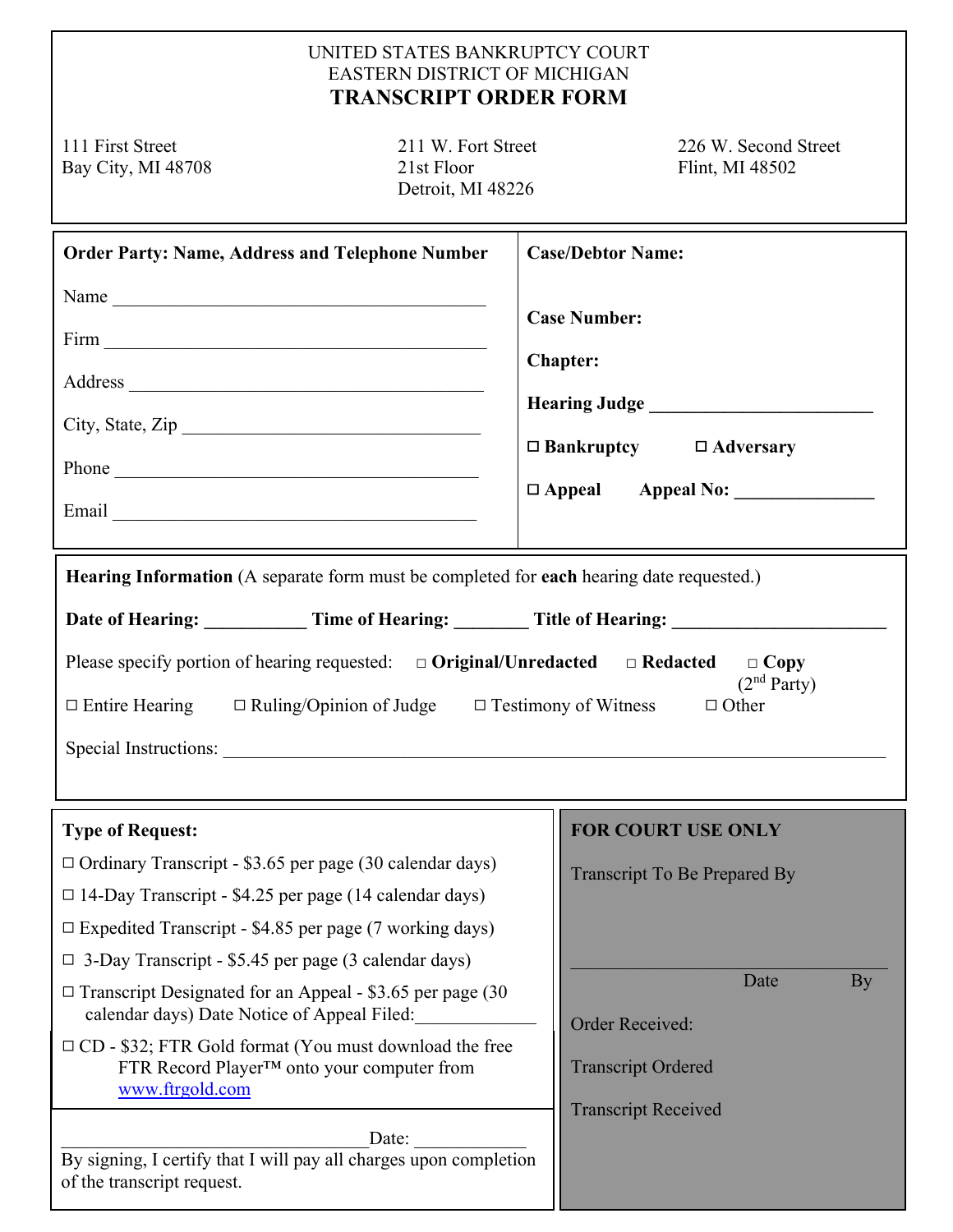UNITED STATES BANKRUPTCY COURT
EASTERN DISTRICT OF MICHIGAN

# TRANSCRIPT ORDER FORM

| 111 First Street<br>Bay City, MI 48708 | 211 W. Fort Street<br>21st Floor<br>Detroit, MI 48226 | 226 W. Second Street<br>Flint, MI 48502 |
|---|---|---|

**Order Party: Name, Address and Telephone Number**

Name ________________________________________

Firm ________________________________________

Address ______________________________________

City, State, Zip _________________________________

Phone _______________________________________

Email ________________________________________

**Case/Debtor Name:**

**Case Number:**

**Chapter:**

**Hearing Judge** ________________________

☐ **Bankruptcy** ☐ **Adversary**

☐ **Appeal** **Appeal No:** _______________

**Hearing Information** (A separate form must be completed for **each** hearing date requested.)

**Date of Hearing:** ___________ **Time of Hearing:** ________ **Title of Hearing:** ________________________

Please specify portion of hearing requested: ☐ **Original/Unredacted** ☐ **Redacted** ☐ **Copy** (2nd Party)

☐ Entire Hearing ☐ Ruling/Opinion of Judge ☐ Testimony of Witness ☐ Other

Special Instructions: ______________________________________________________________

**Type of Request:**

☐ Ordinary Transcript - $3.65 per page (30 calendar days)

☐ 14-Day Transcript - $4.25 per page (14 calendar days)

☐ Expedited Transcript - $4.85 per page (7 working days)

☐ 3-Day Transcript - $5.45 per page (3 calendar days)

☐ Transcript Designated for an Appeal - $3.65 per page (30 calendar days) Date Notice of Appeal Filed:_____________

☐ CD - $32; FTR Gold format (You must download the free FTR Record Player™ onto your computer from [www.ftrgold.com](http://www.ftrgold.com)

_________________________________ Date: ____________

By signing, I certify that I will pay all charges upon completion of the transcript request.

**FOR COURT USE ONLY**

Transcript To Be Prepared By

_________________________________

Date By

Order Received:

Transcript Ordered

Transcript Received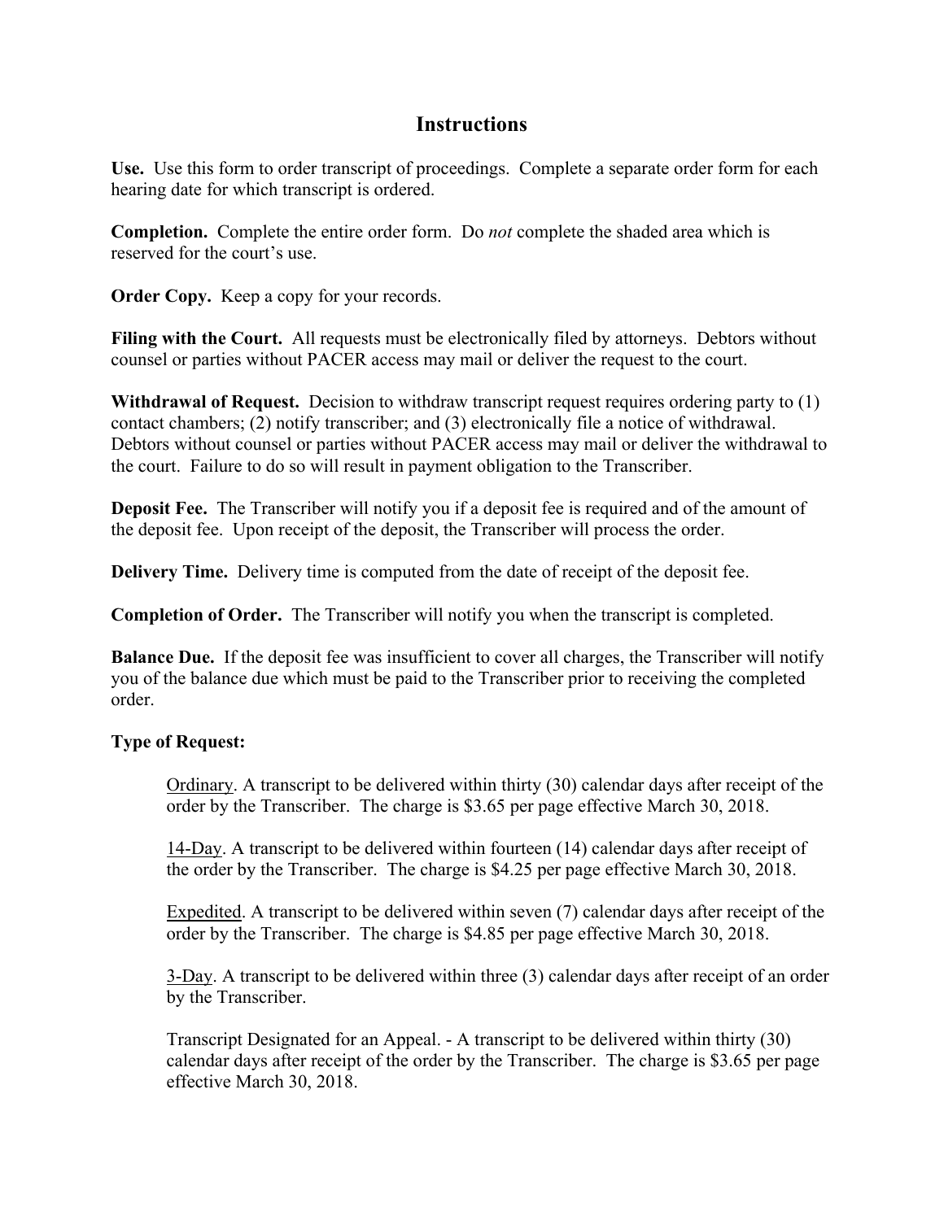# Instructions

**Use.** Use this form to order transcript of proceedings. Complete a separate order form for each hearing date for which transcript is ordered.

**Completion.** Complete the entire order form. Do *not* complete the shaded area which is reserved for the court's use.

**Order Copy.** Keep a copy for your records.

**Filing with the Court.** All requests must be electronically filed by attorneys. Debtors without counsel or parties without PACER access may mail or deliver the request to the court.

**Withdrawal of Request.** Decision to withdraw transcript request requires ordering party to (1) contact chambers; (2) notify transcriber; and (3) electronically file a notice of withdrawal. Debtors without counsel or parties without PACER access may mail or deliver the withdrawal to the court. Failure to do so will result in payment obligation to the Transcriber.

**Deposit Fee.** The Transcriber will notify you if a deposit fee is required and of the amount of the deposit fee. Upon receipt of the deposit, the Transcriber will process the order.

**Delivery Time.** Delivery time is computed from the date of receipt of the deposit fee.

**Completion of Order.** The Transcriber will notify you when the transcript is completed.

**Balance Due.** If the deposit fee was insufficient to cover all charges, the Transcriber will notify you of the balance due which must be paid to the Transcriber prior to receiving the completed order.

**Type of Request:**

Ordinary. A transcript to be delivered within thirty (30) calendar days after receipt of the order by the Transcriber. The charge is $3.65 per page effective March 30, 2018.

14-Day. A transcript to be delivered within fourteen (14) calendar days after receipt of the order by the Transcriber. The charge is $4.25 per page effective March 30, 2018.

Expedited. A transcript to be delivered within seven (7) calendar days after receipt of the order by the Transcriber. The charge is $4.85 per page effective March 30, 2018.

3-Day. A transcript to be delivered within three (3) calendar days after receipt of an order by the Transcriber.

Transcript Designated for an Appeal. - A transcript to be delivered within thirty (30) calendar days after receipt of the order by the Transcriber. The charge is $3.65 per page effective March 30, 2018.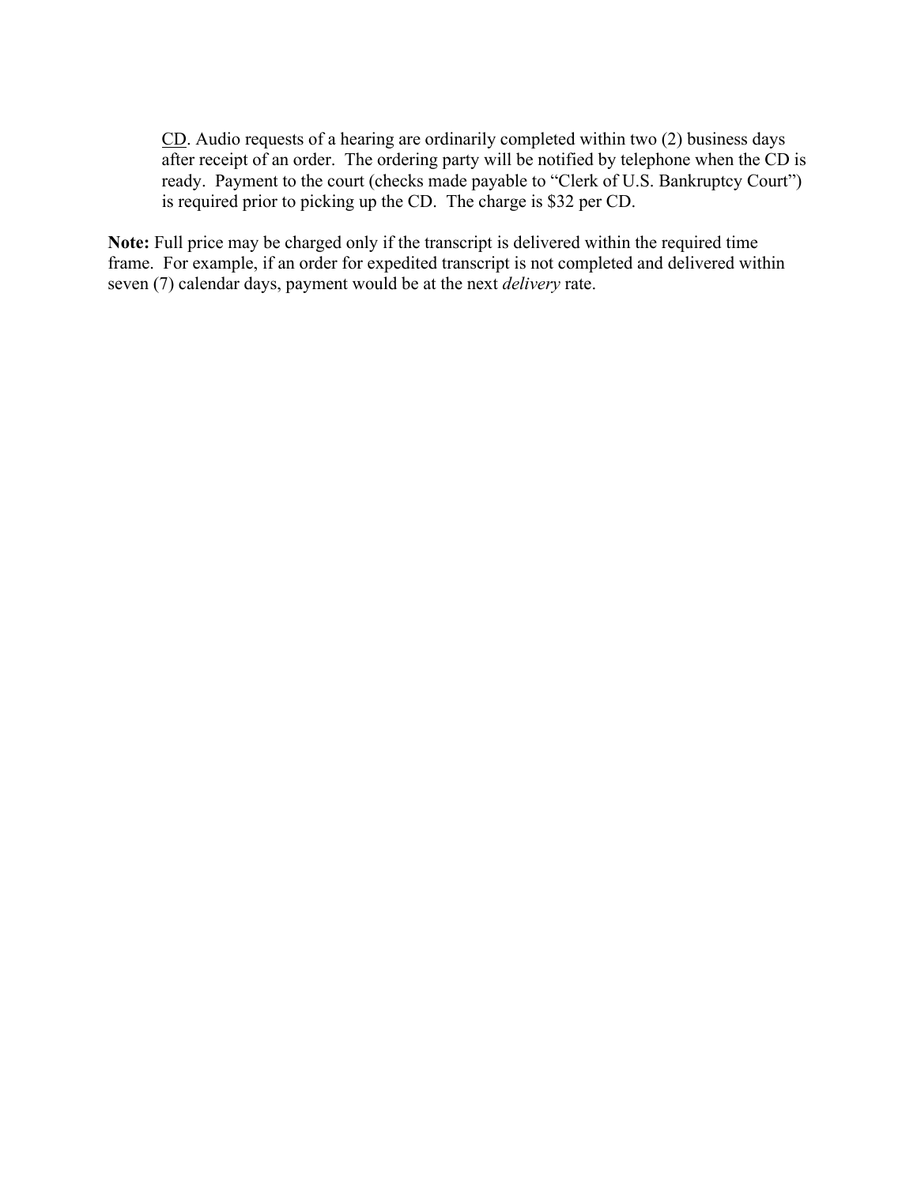<u>CD</u>. Audio requests of a hearing are ordinarily completed within two (2) business days after receipt of an order. The ordering party will be notified by telephone when the CD is ready. Payment to the court (checks made payable to "Clerk of U.S. Bankruptcy Court") is required prior to picking up the CD. The charge is $32 per CD.

**Note:** Full price may be charged only if the transcript is delivered within the required time frame. For example, if an order for expedited transcript is not completed and delivered within seven (7) calendar days, payment would be at the next *delivery* rate.